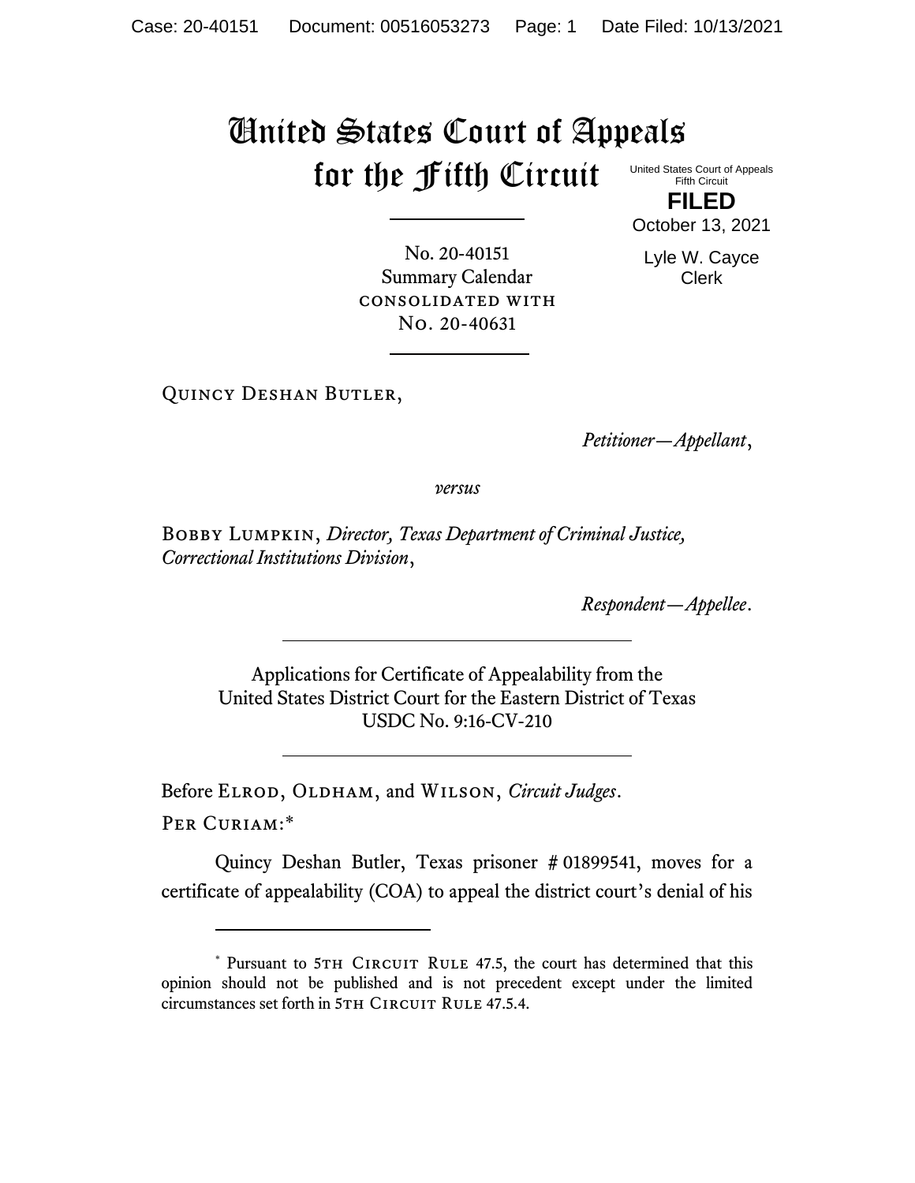# United States Court of Appeals for the Fifth Circuit

United States Court of Appeals
Fifth Circuit

**FILED**

October 13, 2021

Lyle W. Cayce
Clerk

---

No. 20-40151
Summary Calendar
CONSOLIDATED WITH
No. 20-40631

---

Quincy Deshan Butler,

*Petitioner—Appellant*,

*versus*

Bobby Lumpkin, *Director, Texas Department of Criminal Justice, Correctional Institutions Division*,

*Respondent—Appellee*.

---

Applications for Certificate of Appealability from the
United States District Court for the Eastern District of Texas
USDC No. 9:16-CV-210

---

Before Elrod, Oldham, and Wilson, *Circuit Judges*.

Per Curiam:*

Quincy Deshan Butler, Texas prisoner # 01899541, moves for a certificate of appealability (COA) to appeal the district court's denial of his

---

\* Pursuant to 5th Circuit Rule 47.5, the court has determined that this opinion should not be published and is not precedent except under the limited circumstances set forth in 5th Circuit Rule 47.5.4.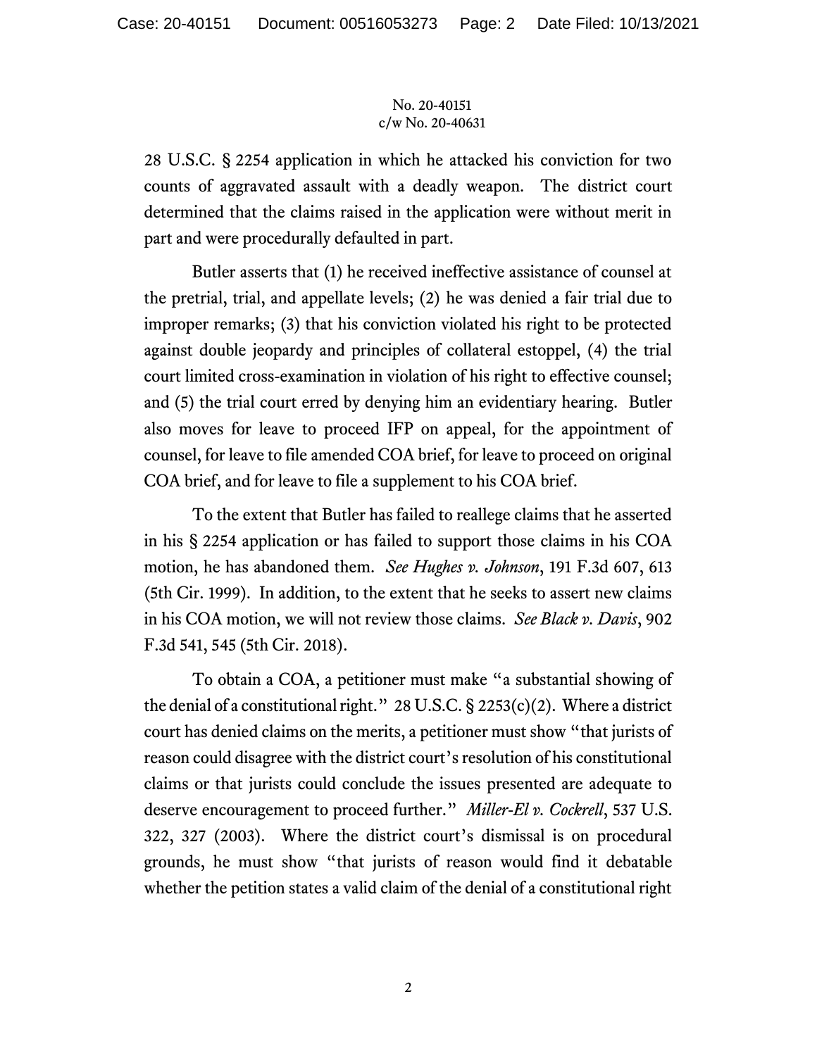28 U.S.C. § 2254 application in which he attacked his conviction for two counts of aggravated assault with a deadly weapon. The district court determined that the claims raised in the application were without merit in part and were procedurally defaulted in part.

Butler asserts that (1) he received ineffective assistance of counsel at the pretrial, trial, and appellate levels; (2) he was denied a fair trial due to improper remarks; (3) that his conviction violated his right to be protected against double jeopardy and principles of collateral estoppel, (4) the trial court limited cross-examination in violation of his right to effective counsel; and (5) the trial court erred by denying him an evidentiary hearing. Butler also moves for leave to proceed IFP on appeal, for the appointment of counsel, for leave to file amended COA brief, for leave to proceed on original COA brief, and for leave to file a supplement to his COA brief.

To the extent that Butler has failed to reallege claims that he asserted in his § 2254 application or has failed to support those claims in his COA motion, he has abandoned them. *See Hughes v. Johnson*, 191 F.3d 607, 613 (5th Cir. 1999). In addition, to the extent that he seeks to assert new claims in his COA motion, we will not review those claims. *See Black v. Davis*, 902 F.3d 541, 545 (5th Cir. 2018).

To obtain a COA, a petitioner must make "a substantial showing of the denial of a constitutional right." 28 U.S.C. § 2253(c)(2). Where a district court has denied claims on the merits, a petitioner must show "that jurists of reason could disagree with the district court's resolution of his constitutional claims or that jurists could conclude the issues presented are adequate to deserve encouragement to proceed further." *Miller-El v. Cockrell*, 537 U.S. 322, 327 (2003). Where the district court's dismissal is on procedural grounds, he must show "that jurists of reason would find it debatable whether the petition states a valid claim of the denial of a constitutional right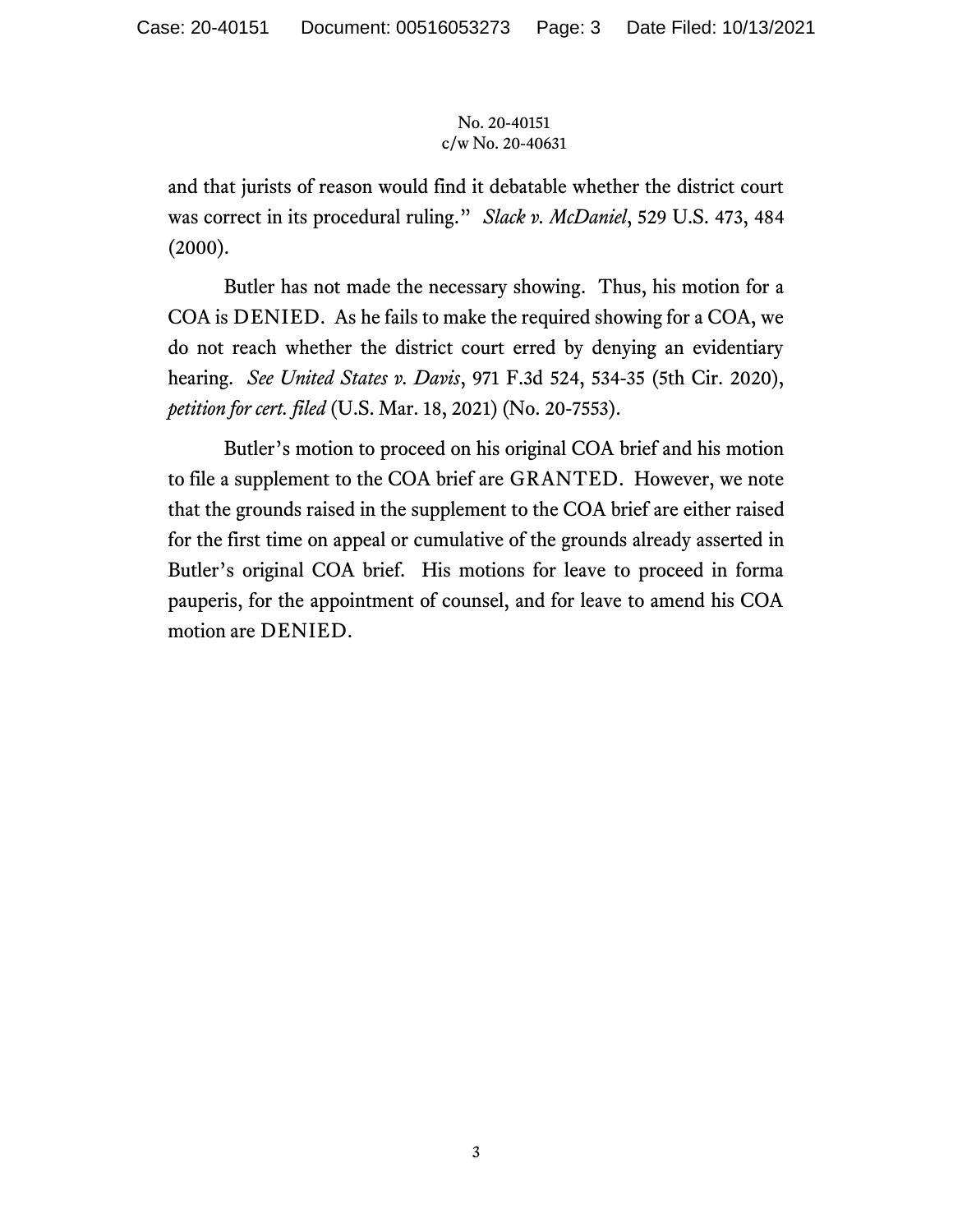and that jurists of reason would find it debatable whether the district court was correct in its procedural ruling." *Slack v. McDaniel*, 529 U.S. 473, 484 (2000).

Butler has not made the necessary showing. Thus, his motion for a COA is DENIED. As he fails to make the required showing for a COA, we do not reach whether the district court erred by denying an evidentiary hearing. *See United States v. Davis*, 971 F.3d 524, 534-35 (5th Cir. 2020), *petition for cert. filed* (U.S. Mar. 18, 2021) (No. 20-7553).

Butler's motion to proceed on his original COA brief and his motion to file a supplement to the COA brief are GRANTED. However, we note that the grounds raised in the supplement to the COA brief are either raised for the first time on appeal or cumulative of the grounds already asserted in Butler's original COA brief. His motions for leave to proceed in forma pauperis, for the appointment of counsel, and for leave to amend his COA motion are DENIED.